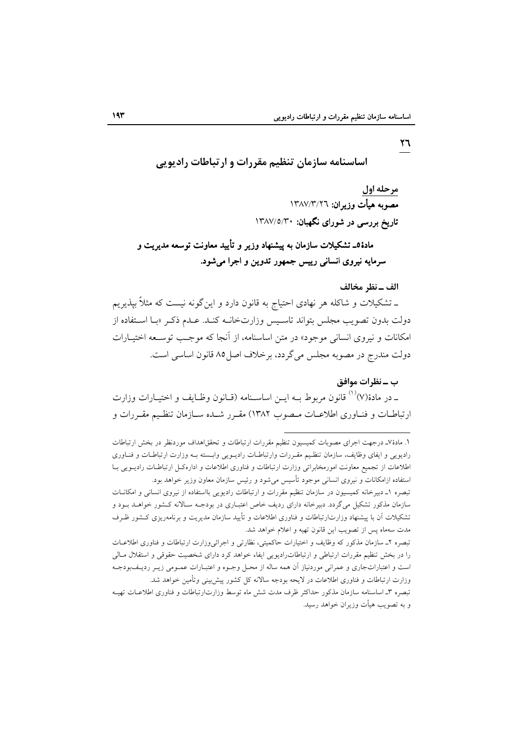۲٦

## اساسنامه سازمان تنظیم مقررات و ارتباطات رادیویی

**مرحله اول**

**مصوبه هیأت وزیران:** ۱۳۸۷/۳/۲٦

**تاریخ بررسی در شورای نگهبان:** ۱۳۸۷/۵/۳۰

**مادهٔ۵ـ تشکیلات سازمان به پیشنهاد وزیر و تأیید معاونت توسعه مدیریت و سرمایه نیروی انسانی رییس جمهور تدوین و اجرا می‌شود.**

**الف ــ نظر مخالف**

ـ تشکیلات و شاکله هر نهادی احتیاج به قانون دارد و این‌گونه نیست که مثلاً بپذیریم دولت بدون تصویب مجلس بتواند تاسیس وزارت‌خانه کند. عدم ذکر «با استفاده از امکانات و نیروی انسانی موجود» در متن اساسنامه، از آنجا که موجب توسعه اختیارات دولت مندرج در مصوبه مجلس می‌گردد، برخلاف اصل ۸۵ قانون اساسی است.

**ب ــ نظرات موافق**

ـ در مادهٔ(۷)[1] قانون مربوط به این اساسنامه (قانون وظایف و اختیارات وزارت ارتباطات و فناوری اطلاعات مصوب ۱۳۸۲) مقرر شده سازمان تنظیم مقررات و

---

۱. مادهٔ۷ـ درجهت اجرای مصوبات کمیسیون تنظیم مقررات ارتباطات و تحقق‌اهداف موردنظر در بخش ارتباطات رادیویی و ایفای وظایف، سازمان تنظیم مقررات وارتباطات رادیویی وابسته به وزارت ارتباطات و فناوری اطلاعات از تجمیع معاونت امورمخابراتی وزارت ارتباطات و فناوری اطلاعات و اداره‌کل ارتباطات رادیویی با استفاده ازامکانات و نیروی انسانی موجود تأسیس می‌شود و رئیس سازمان معاون وزیر خواهد بود.

تبصره ۱ـ دبیرخانه کمیسیون در سازمان تنظیم مقررات و ارتباطات رادیویی بااستفاده از نیروی انسانی و امکانات سازمان مذکور تشکیل می‌گردد. دبیرخانه دارای ردیف خاص اعتباری در بودجه سالانه کشور خواهد بود و تشکیلات آن با پیشنهاد وزارت‌ارتباطات و فناوری اطلاعات و تأیید سازمان مدیریت و برنامه‌ریزی کشور ظرف مدت سه‌ماه پس از تصویب این قانون تهیه و اعلام خواهد شد.

تبصره ۲ـ سازمان مذکور که وظایف و اختیارات حاکمیتی، نظارتی و اجرائی‌وزارت ارتباطات و فناوری اطلاعات را در بخش تنظیم مقررات ارتباطی و ارتباطات‌رادیویی ایفاء خواهد کرد دارای شخصیت حقوقی و استقلال مالی است و اعتبارات‌جاری و عمرانی موردنیاز آن همه ساله از محل وجوه و اعتبارات عمومی زیر ردیف‌بودجه وزارت ارتباطات و فناوری اطلاعات در لایحه بودجه سالانه کل کشور پیش‌بینی وتأمین خواهد شد.

تبصره ۳ـ اساسنامه سازمان مذکور حداکثر ظرف مدت شش ماه توسط وزارت‌ارتباطات و فناوری اطلاعات تهیه و به تصویب هیأت وزیران خواهد رسید.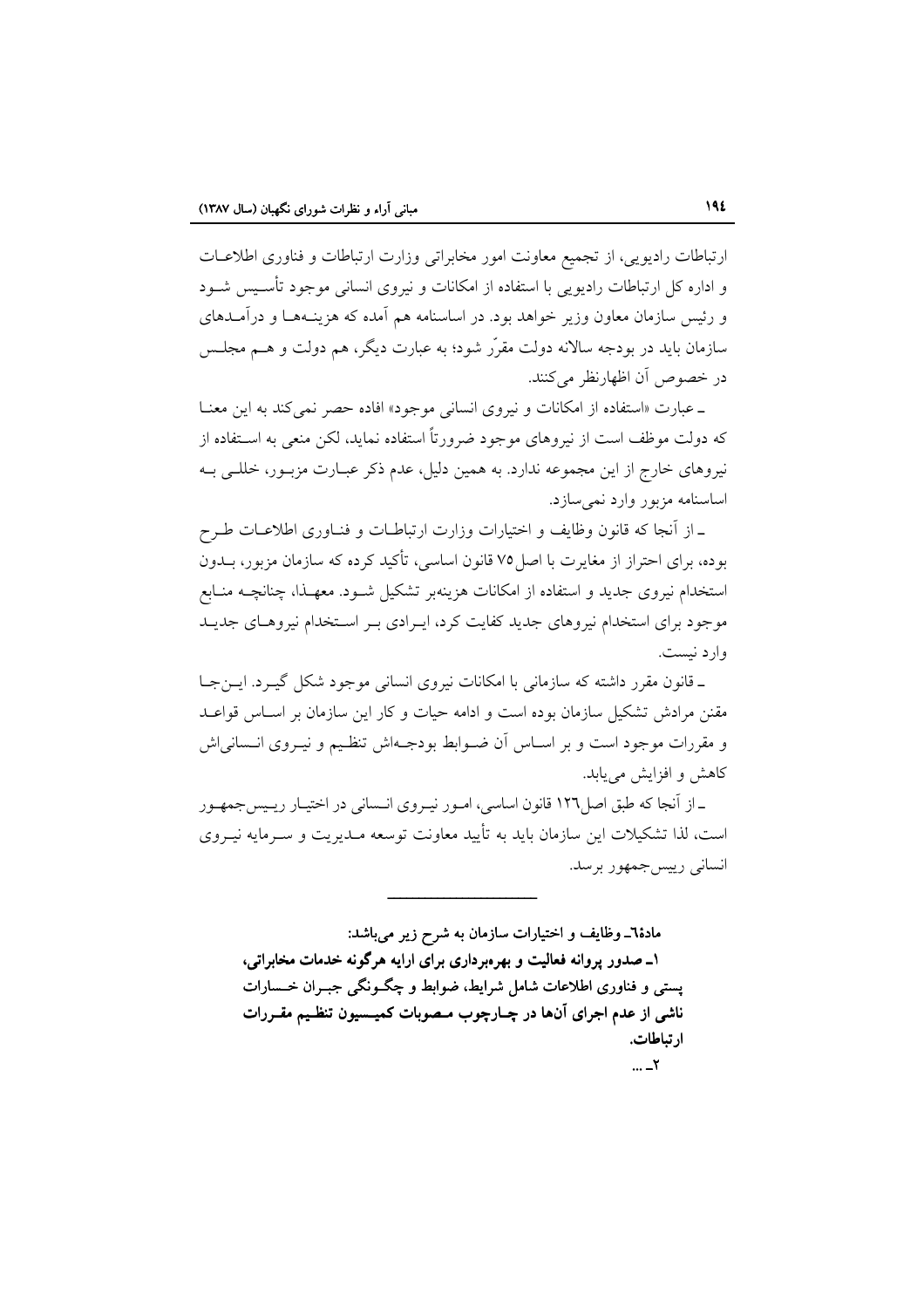ارتباطات رادیویی، از تجمیع معاونت امور مخابراتی وزارت ارتباطات و فناوری اطلاعات و اداره کل ارتباطات رادیویی با استفاده از امکانات و نیروی انسانی موجود تأسیس شود و رئیس سازمان معاون وزیر خواهد بود. در اساسنامه هم آمده که هزینه‌ها و درآمدهای سازمان باید در بودجه سالانه دولت مقرّر شود؛ به عبارت دیگر، هم دولت و هم مجلس در خصوص آن اظهارنظر می‌کنند.

ـ عبارت «استفاده از امکانات و نیروی انسانی موجود» افاده حصر نمی‌کند به این معنا که دولت موظف است از نیروهای موجود ضرورتاً استفاده نماید، لکن منعی به استفاده از نیروهای خارج از این مجموعه ندارد. به همین دلیل، عدم ذکر عبارت مزبور، خللی به اساسنامه مزبور وارد نمی‌سازد.

ـ از آنجا که قانون وظایف و اختیارات وزارت ارتباطات و فناوری اطلاعات طرح بوده، برای احتراز از مغایرت با اصل ۷۵ قانون اساسی، تأکید کرده که سازمان مزبور، بدون استخدام نیروی جدید و استفاده از امکانات هزینه‌بر تشکیل شود. معهذا، چنانچه منابع موجود برای استخدام نیروهای جدید کفایت کرد، ایرادی بر استخدام نیروهای جدید وارد نیست.

ـ قانون مقرر داشته که سازمانی با امکانات نیروی انسانی موجود شکل گیرد. این‌جا مقنن مرادش تشکیل سازمان بوده است و ادامه حیات و کار این سازمان بر اساس قواعد و مقررات موجود است و بر اساس آن ضوابط بودجه‌اش تنظیم و نیروی انسانی‌اش کاهش و افزایش می‌یابد.

ـ از آنجا که طبق اصل ۱۲۶ قانون اساسی، امور نیروی انسانی در اختیار رییس‌جمهور است، لذا تشکیلات این سازمان باید به تأیید معاونت توسعه مدیریت و سرمایه نیروی انسانی رییس‌جمهور برسد.

---

**ماده۶ـ وظایف و اختیارات سازمان به شرح زیر می‌باشد:**

**۱ـ صدور پروانه فعالیت و بهره‌برداری برای ارایه هرگونه خدمات مخابراتی، پستی و فناوری اطلاعات شامل شرایط، ضوابط و چگونگی جبران خسارات ناشی از عدم اجرای آن‌ها در چارچوب مصوبات کمیسیون تنظیم مقررات ارتباطات.**

**۲ـ ...**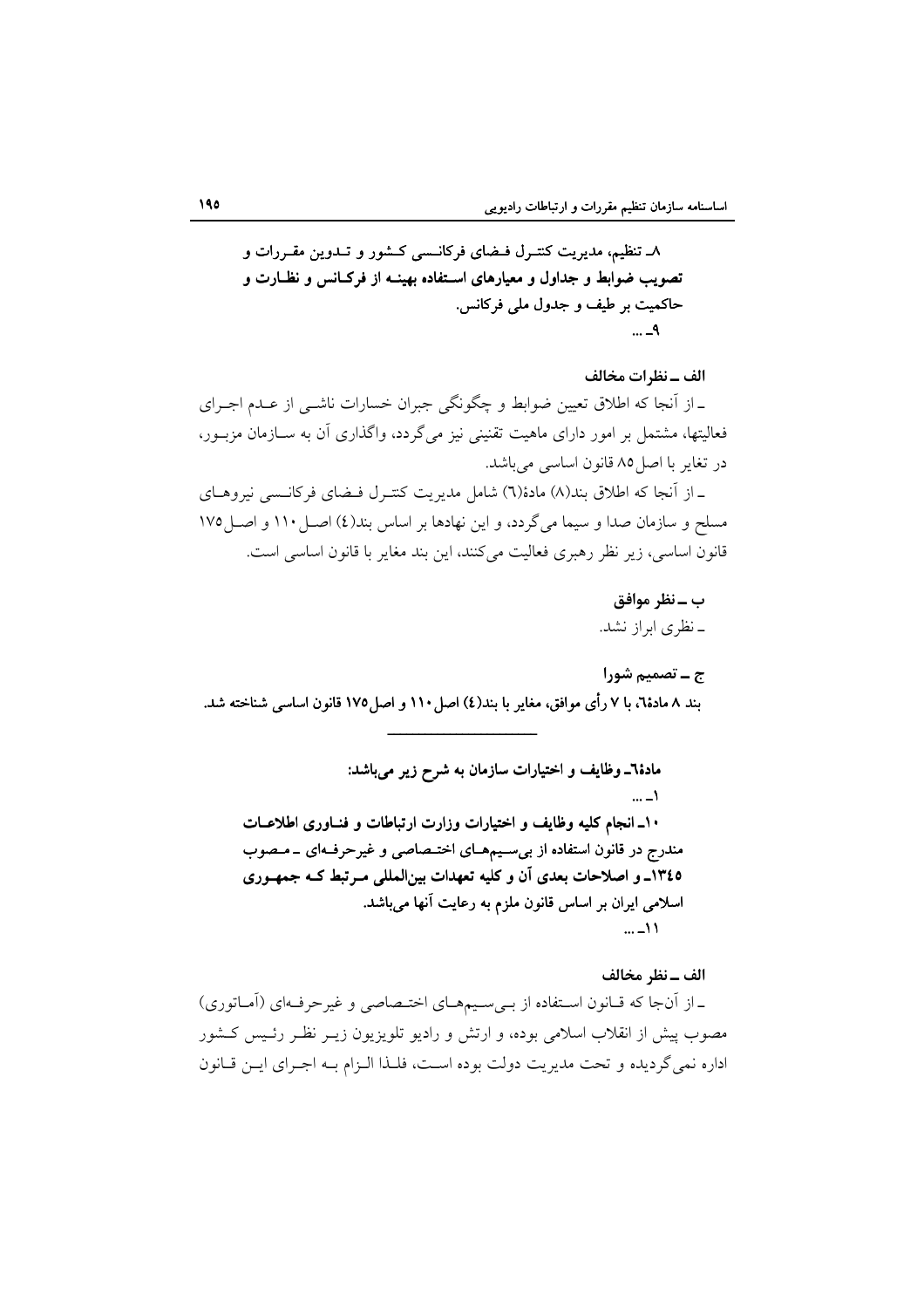**۸ـ تنظیم، مدیریت کنترل فضای فرکانسی کشور و تدوین مقررات و تصویب ضوابط و جداول و معیارهای استفاده بهینه از فرکانس و نظارت و حاکمیت بر طیف و جدول ملی فرکانس.**
**۹ـ ...**

**الف ــ نظرات مخالف**

ـ از آنجا که اطلاق تعیین ضوابط و چگونگی جبران خسارات ناشی از عدم اجرای فعالیتها، مشتمل بر امور دارای ماهیت تقنینی نیز می‌گردد، واگذاری آن به سازمان مزبور، در تغایر با اصل ۸۵ قانون اساسی می‌باشد.

ـ از آنجا که اطلاق بند(۸) مادۀ(۶) شامل مدیریت کنترل فضای فرکانسی نیروهای مسلح و سازمان صدا و سیما می‌گردد، و این نهادها بر اساس بند(٤) اصل ۱۱۰ و اصل ۱۷۵ قانون اساسی، زیر نظر رهبری فعالیت می‌کنند، این بند مغایر با قانون اساسی است.

**ب ــ نظر موافق**

ـ نظری ابراز نشد.

**ج ــ تصمیم شورا**

**بند ۸ مادۀ۶، با ۷ رأی موافق، مغایر با بند(٤) اصل ۱۱۰ و اصل ۱۷۵ قانون اساسی شناخته شد.**

---

**مادۀ۶ـ وظایف و اختیارات سازمان به شرح زیر می‌باشد:**
**۱ـ ...**
**۱۰ـ انجام کلیه وظایف و اختیارات وزارت ارتباطات و فناوری اطلاعات مندرج در قانون استفاده از بی‌سیم‌های اختصاصی و غیرحرفه‌ای ـ مصوب ۱۳٤۵ـ و اصلاحات بعدی آن و کلیه تعهدات بین‌المللی مرتبط که جمهوری اسلامی ایران بر اساس قانون ملزم به رعایت آنها می‌باشد.**
**۱۱ـ ...**

**الف ــ نظر مخالف**

ـ از آن‌جا که قانون استفاده از بی‌سیم‌های اختصاصی و غیرحرفه‌ای (آماتوری) مصوب پیش از انقلاب اسلامی بوده، و ارتش و رادیو تلویزیون زیر نظر رئیس کشور اداره نمی‌گردیده و تحت مدیریت دولت بوده است، فلذا الزام به اجرای این قانون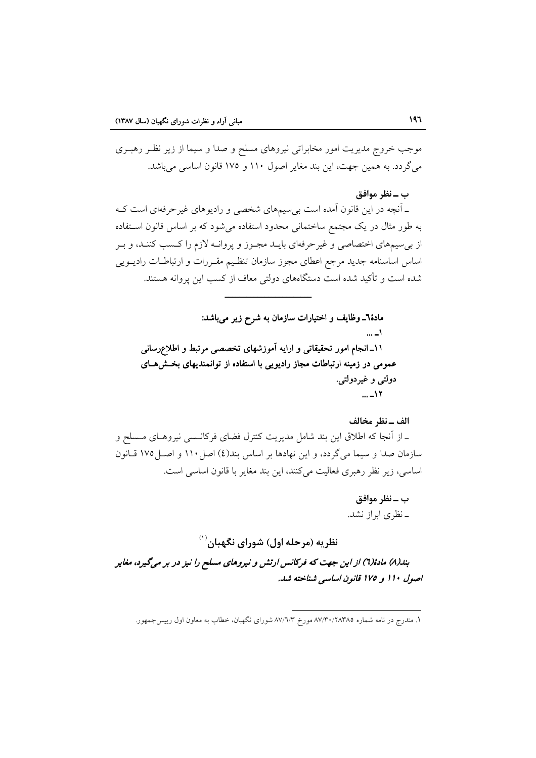موجب خروج مدیریت امور مخابراتی نیروهای مسلح و صدا و سیما از زیر نظـر رهبـری می‌گردد. به همین جهت، این بند مغایر اصول ۱۱۰ و ۱۷۵ قانون اساسی می‌باشد.

**ب ـ نظر موافق**

ـ آنچه در این قانون آمده است بی‌سیمهای شخصی و رادیوهای غیرحرفه‌ای است کـه به طور مثال در یک مجتمع ساختمانی محدود استفاده می‌شود که بر اساس قانون اسـتفاده از بی‌سیمهای اختصاصی و غیرحرفه‌ای بایـد مجـوز و پروانـه لازم را کـسب کننـد، و بـر اساس اساسنامه جدید مرجع اعطای مجوز سازمان تنظیم مقـررات و ارتباطـات رادیـویی شده است و تأکید شده است دستگاههای دولتی معاف از کسب این پروانه هستند.

---

**ماده٦ـ وظایف و اختیارات سازمان به شرح زیر می‌باشد:**

**۱ـ ...**

**۱۱ـ انجام امور تحقیقاتی و ارایه آموزشهای تخصصی مرتبط و اطلاع‌رسانی عمومی در زمینه ارتباطات مجاز رادیویی با استفاده از توانمندیهای بخـش‌هـای دولتی و غیردولتی.**

**۱۲ـ ...**

**الف ـ نظر مخالف**

ـ از آنجا که اطلاق این بند شامل مدیریت کنترل فضای فرکانـسی نیروهـای مـسلح و سازمان صدا و سیما می‌گردد، و این نهادها بر اساس بند(٤) اصل ۱۱۰ و اصـل ۱۷۵ قـانون اساسی، زیر نظر رهبری فعالیت می‌کنند، این بند مغایر با قانون اساسی است.

**ب ـ نظر موافق**

ـ نظری ابراز نشد.

**نظریه (مرحله اول) شورای نگهبان[1]**

***بند(۸) ماده(٦) از این جهت که فرکانس ارتش و نیروهای مسلح را نیز در بر می‌گیرد، مغایر اصول ۱۱۰ و ۱۷۵ قانون اساسی شناخته شد.***

---

۱. مندرج در نامه شماره ۸۷/۳۰/۲۸۳۸۵ مورخ ۸۷/٦/۳ شورای نگهبان، خطاب به معاون اول رییس‌جمهور.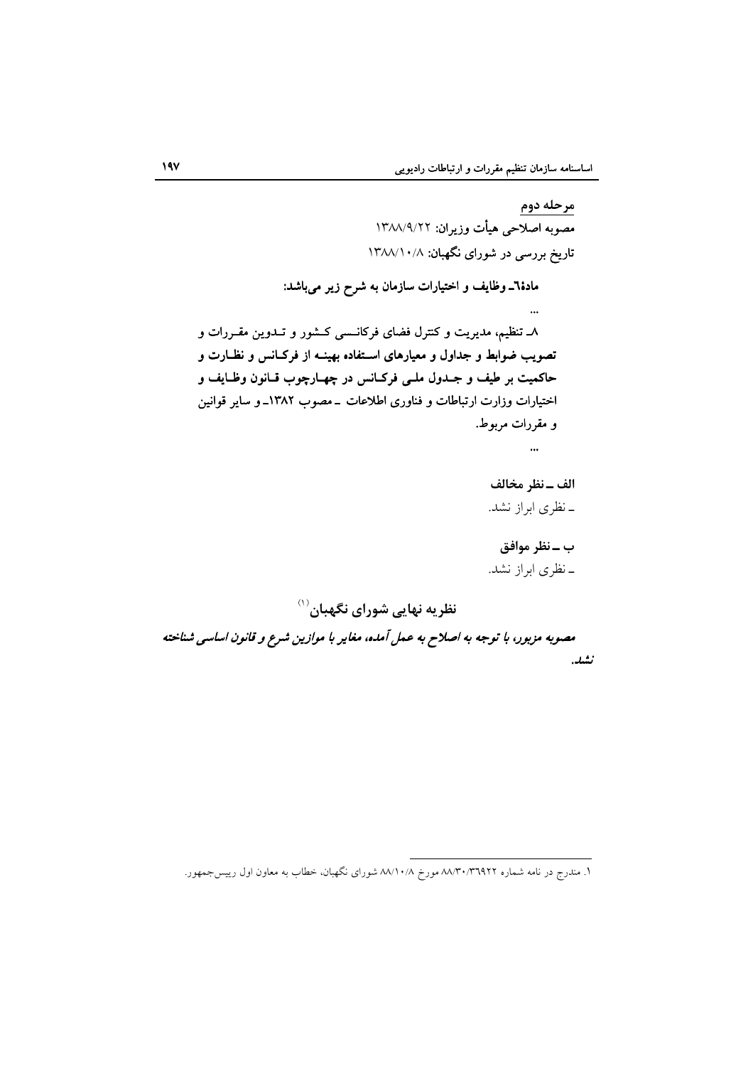**مرحله دوم**

**مصوبه اصلاحی هیأت وزیران:** ۱۳۸۸/۹/۲۲

**تاریخ بررسی در شورای نگهبان:** ۱۳۸۸/۱۰/۸

**مادۀ۶ـ وظایف و اختیارات سازمان به شرح زیر می‌باشد:**

...

۸ـ تنظیم، مدیریت و کنترل فضای فرکانسی کشور و تدوین مقررات و **تصویب ضوابط و جداول و معیارهای استفاده بهینه از فرکانس و نظارت و حاکمیت بر طیف و جدول ملی فرکانس در چهارچوب قانون وظایف و** اختیارات وزارت ارتباطات و فناوری اطلاعات ـ مصوب ۱۳۸۲ـ و سایر قوانین و مقررات مربوط.

...

**الف ـ نظر مخالف**

ـ نظری ابراز نشد.

**ب ـ نظر موافق**

ـ نظری ابراز نشد.

## نظریه نهایی شورای نگهبان[1]

***مصوبه مزبور، با توجه به اصلاح به عمل آمده، مغایر با موازین شرع و قانون اساسی شناخته نشد.***

---

۱. مندرج در نامه شماره ۸۸/۳۰/۳۶۹۲۲ مورخ ۸۸/۱۰/۸ شورای نگهبان، خطاب به معاون اول رییس‌جمهور.